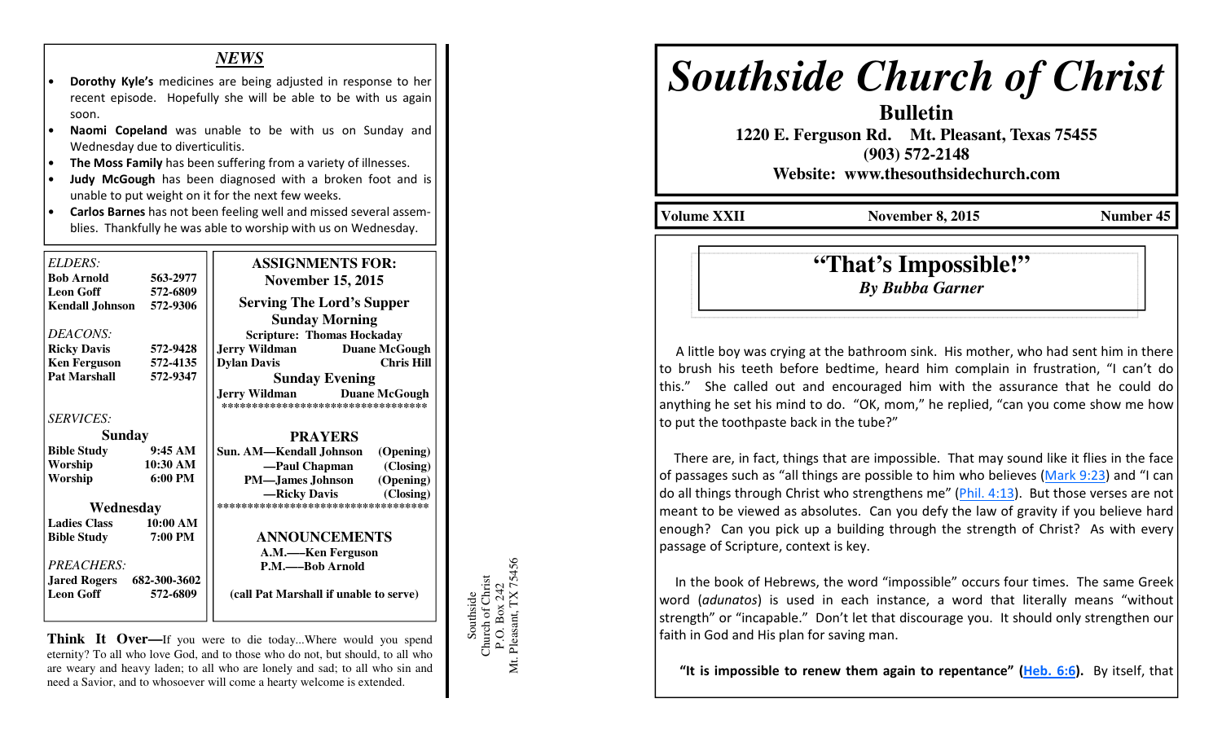## NEWS

- **Dorothy Kyle's** medicines are being adjusted in response to her recent episode. Hopefully she will be able to be with us again soon.
- **Naomi Copeland** was unable to be with us on Sunday and Wednesday due to diverticulitis.
- **The Moss Family** has been suffering from a variety of illnesses.
- **Judy McGough** has been diagnosed with a broken foot and is unable to put weight on it for the next few weeks.
- **Carlos Barnes** has not been feeling well and missed several assemblies. Thankfully he was able to worship with us on Wednesday.

*ELDERS:*

| | |
|---|---|
| **Bob Arnold** | **563-2977** |
| **Leon Goff** | **572-6809** |
| **Kendall Johnson** | **572-9306** |

*DEACONS:*

| | |
|---|---|
| **Ricky Davis** | **572-9428** |
| **Ken Ferguson** | **572-4135** |
| **Pat Marshall** | **572-9347** |

*SERVICES:*

**Sunday**

| | |
|---|---|
| **Bible Study** | **9:45 AM** |
| **Worship** | **10:30 AM** |
| **Worship** | **6:00 PM** |

**Wednesday**

| | |
|---|---|
| **Ladies Class** | **10:00 AM** |
| **Bible Study** | **7:00 PM** |

*PREACHERS:*

| | |
|---|---|
| **Jared Rogers** | **682-300-3602** |
| **Leon Goff** | **572-6809** |

**ASSIGNMENTS FOR: November 15, 2015**

**Serving The Lord's Supper**

**Sunday Morning**

**Scripture: Thomas Hockaday**

| | |
|---|---|
| **Jerry Wildman** | **Duane McGough** |
| **Dylan Davis** | **Chris Hill** |

**Sunday Evening**

| | |
|---|---|
| **Jerry Wildman** | **Duane McGough** |

\*\*\*\*\*\*\*\*\*\*\*\*\*\*\*\*\*\*\*\*\*\*\*\*\*\*\*\*\*\*\*\*\*\*\*

**PRAYERS**

**Sun. AM—Kendall Johnson (Opening)**
**—Paul Chapman (Closing)**
**PM—James Johnson (Opening)**
**—Ricky Davis (Closing)**

\*\*\*\*\*\*\*\*\*\*\*\*\*\*\*\*\*\*\*\*\*\*\*\*\*\*\*\*\*\*\*\*\*\*\*

**ANNOUNCEMENTS**

**A.M.—Ken Ferguson**
**P.M.—Bob Arnold**

**(call Pat Marshall if unable to serve)**

**Think It Over—**If you were to die today...Where would you spend eternity? To all who love God, and to those who do not, but should, to all who are weary and heavy laden; to all who are lonely and sad; to all who sin and need a Savior, and to whosoever will come a hearty welcome is extended.

Southside
Church of Christ
P.O. Box 242
Mt. Pleasant, TX 75456

# *Southside Church of Christ*

## Bulletin

**1220 E. Ferguson Rd. Mt. Pleasant, Texas 75455**
**(903) 572-2148**
**Website: www.thesouthsidechurch.com**

**Volume XXII** | **November 8, 2015** | **Number 45**

## "That's Impossible!"

***By Bubba Garner***

A little boy was crying at the bathroom sink. His mother, who had sent him in there to brush his teeth before bedtime, heard him complain in frustration, "I can't do this." She called out and encouraged him with the assurance that he could do anything he set his mind to do. "OK, mom," he replied, "can you come show me how to put the toothpaste back in the tube?"

There are, in fact, things that are impossible. That may sound like it flies in the face of passages such as "all things are possible to him who believes (Mark 9:23) and "I can do all things through Christ who strengthens me" (Phil. 4:13). But those verses are not meant to be viewed as absolutes. Can you defy the law of gravity if you believe hard enough? Can you pick up a building through the strength of Christ? As with every passage of Scripture, context is key.

In the book of Hebrews, the word "impossible" occurs four times. The same Greek word (*adunatos*) is used in each instance, a word that literally means "without strength" or "incapable." Don't let that discourage you. It should only strengthen our faith in God and His plan for saving man.

**"It is impossible to renew them again to repentance" (Heb. 6:6).** By itself, that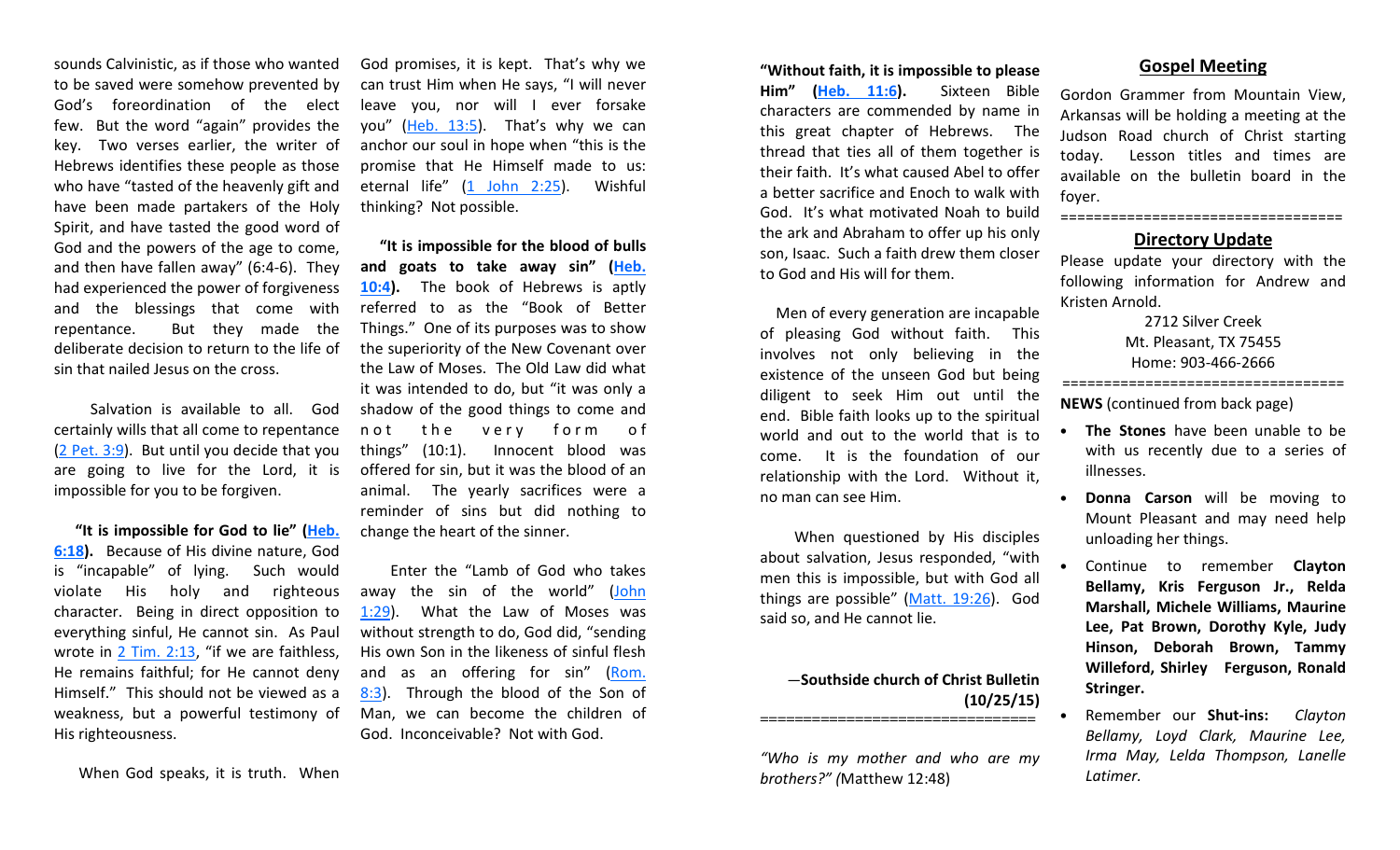sounds Calvinistic, as if those who wanted to be saved were somehow prevented by God's foreordination of the elect few. But the word "again" provides the key. Two verses earlier, the writer of Hebrews identifies these people as those who have "tasted of the heavenly gift and have been made partakers of the Holy Spirit, and have tasted the good word of God and the powers of the age to come, and then have fallen away" (6:4-6). They had experienced the power of forgiveness and the blessings that come with repentance. But they made the deliberate decision to return to the life of sin that nailed Jesus on the cross.

Salvation is available to all. God certainly wills that all come to repentance (2 Pet. 3:9). But until you decide that you are going to live for the Lord, it is impossible for you to be forgiven.

**"It is impossible for God to lie" (Heb. 6:18).** Because of His divine nature, God is "incapable" of lying. Such would violate His holy and righteous character. Being in direct opposition to everything sinful, He cannot sin. As Paul wrote in 2 Tim. 2:13, "if we are faithless, He remains faithful; for He cannot deny Himself." This should not be viewed as a weakness, but a powerful testimony of His righteousness.

When God speaks, it is truth. When God promises, it is kept. That's why we can trust Him when He says, "I will never leave you, nor will I ever forsake you" (Heb. 13:5). That's why we can anchor our soul in hope when "this is the promise that He Himself made to us: eternal life" (1 John 2:25). Wishful thinking? Not possible.

**"It is impossible for the blood of bulls and goats to take away sin" (Heb. 10:4).** The book of Hebrews is aptly referred to as the "Book of Better Things." One of its purposes was to show the superiority of the New Covenant over the Law of Moses. The Old Law did what it was intended to do, but "it was only a shadow of the good things to come and not the very form of things" (10:1). Innocent blood was offered for sin, but it was the blood of an animal. The yearly sacrifices were a reminder of sins but did nothing to change the heart of the sinner.

Enter the "Lamb of God who takes away the sin of the world" (John 1:29). What the Law of Moses was without strength to do, God did, "sending His own Son in the likeness of sinful flesh and as an offering for sin" (Rom. 8:3). Through the blood of the Son of Man, we can become the children of God. Inconceivable? Not with God.

**"Without faith, it is impossible to please Him" (Heb. 11:6).** Sixteen Bible characters are commended by name in this great chapter of Hebrews. The thread that ties all of them together is their faith. It's what caused Abel to offer a better sacrifice and Enoch to walk with God. It's what motivated Noah to build the ark and Abraham to offer up his only son, Isaac. Such a faith drew them closer to God and His will for them.

Men of every generation are incapable of pleasing God without faith. This involves not only believing in the existence of the unseen God but being diligent to seek Him out until the end. Bible faith looks up to the spiritual world and out to the world that is to come. It is the foundation of our relationship with the Lord. Without it, no man can see Him.

When questioned by His disciples about salvation, Jesus responded, "with men this is impossible, but with God all things are possible" (Matt. 19:26). God said so, and He cannot lie.

—**Southside church of Christ Bulletin (10/25/15)**

================================

*"Who is my mother and who are my brothers?" (*Matthew 12:48)

## Gospel Meeting

Gordon Grammer from Mountain View, Arkansas will be holding a meeting at the Judson Road church of Christ starting today. Lesson titles and times are available on the bulletin board in the foyer.

==================================

## Directory Update

Please update your directory with the following information for Andrew and Kristen Arnold.

2712 Silver Creek
Mt. Pleasant, TX 75455
Home: 903-466-2666

==================================

**NEWS** (continued from back page)

- **The Stones** have been unable to be with us recently due to a series of illnesses.
- **Donna Carson** will be moving to Mount Pleasant and may need help unloading her things.
- Continue to remember **Clayton Bellamy, Kris Ferguson Jr., Relda Marshall, Michele Williams, Maurine Lee, Pat Brown, Dorothy Kyle, Judy Hinson, Deborah Brown, Tammy Willeford, Shirley Ferguson, Ronald Stringer.**
- Remember our **Shut-ins:** *Clayton Bellamy, Loyd Clark, Maurine Lee, Irma May, Lelda Thompson, Lanelle Latimer.*